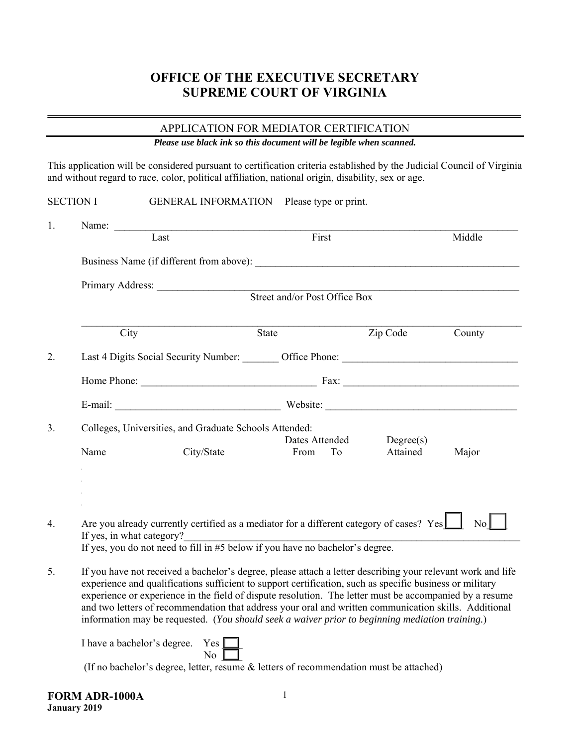# OFFICE OF THE EXECUTIVE SECRETARY
# SUPREME COURT OF VIRGINIA

## APPLICATION FOR MEDIATOR CERTIFICATION

***Please use black ink so this document will be legible when scanned.***

This application will be considered pursuant to certification criteria established by the Judicial Council of Virginia and without regard to race, color, political affiliation, national origin, disability, sex or age.

SECTION I GENERAL INFORMATION Please type or print.

1. Name: ______________________________________________________________
   Last First Middle

   Business Name (if different from above): ______________________________

   Primary Address: ______________________________________________________
   Street and/or Post Office Box

   ______________________________________________________________________
   City State Zip Code County

2. Last 4 Digits Social Security Number: _______ Office Phone: ______________________

   Home Phone: __________________________ Fax: __________________________

   E-mail: ______________________________ Website: ______________________________

3. Colleges, Universities, and Graduate Schools Attended:

| Name | City/State | Dates Attended From | Dates Attended To | Degree(s) Attained | Major |
|---|---|---|---|---|---|
| | | | | | |
| | | | | | |
| | | | | | |
| | | | | | |

4. Are you already currently certified as a mediator for a different category of cases? Yes ☐ No ☐
   If yes, in what category?____________________________________________________
   If yes, you do not need to fill in #5 below if you have no bachelor's degree.

5. If you have not received a bachelor's degree, please attach a letter describing your relevant work and life experience and qualifications sufficient to support certification, such as specific business or military experience or experience in the field of dispute resolution. The letter must be accompanied by a resume and two letters of recommendation that address your oral and written communication skills. Additional information may be requested. (*You should seek a waiver prior to beginning mediation training.*)

   I have a bachelor's degree. Yes ☐
   No ☐

   (If no bachelor's degree, letter, resume & letters of recommendation must be attached)

**FORM ADR-1000A**
**January 2019**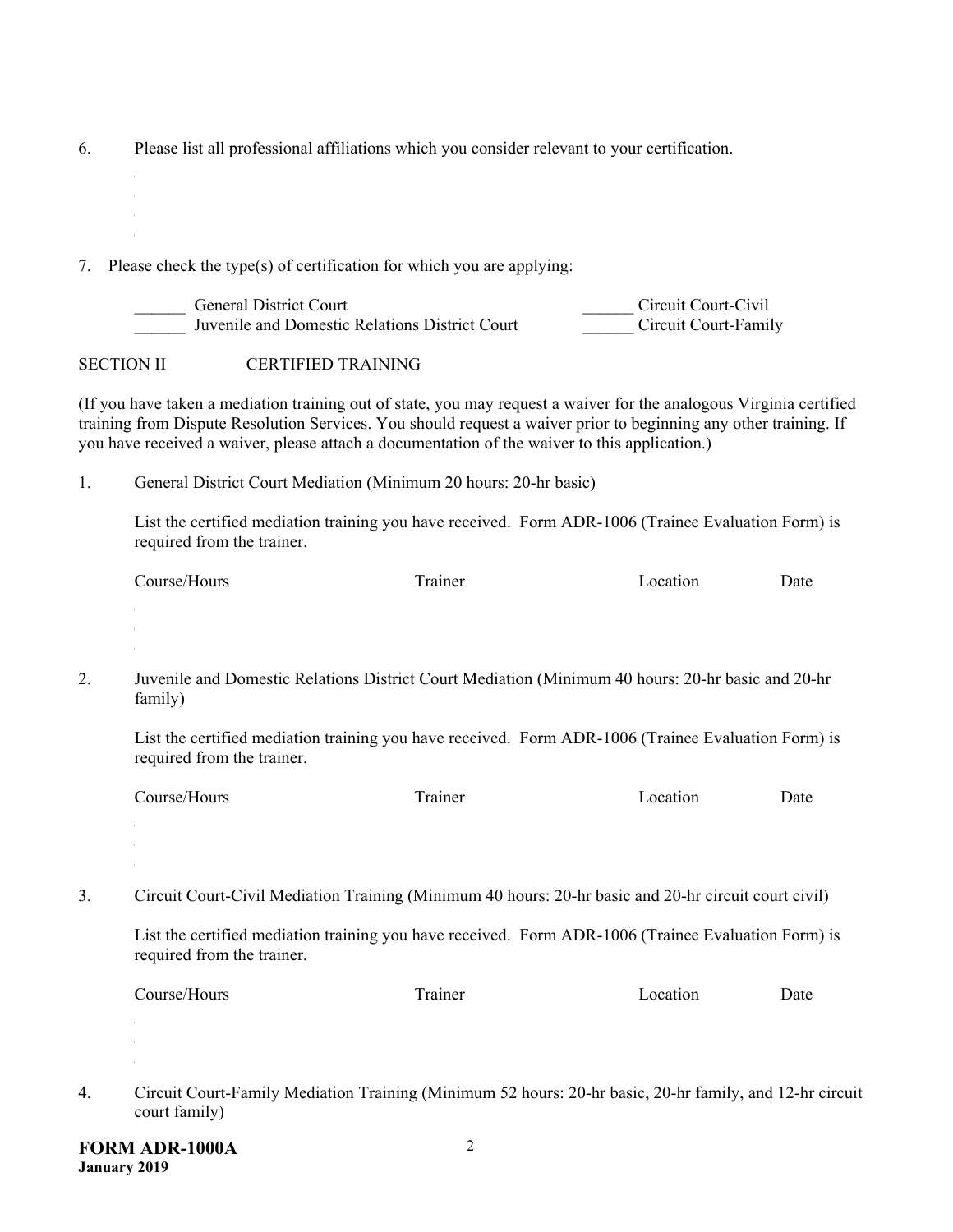6. Please list all professional affiliations which you consider relevant to your certification.

7. Please check the type(s) of certification for which you are applying:

______ General District Court

______ Juvenile and Domestic Relations District Court

______ Circuit Court-Civil

______ Circuit Court-Family

SECTION II CERTIFIED TRAINING

(If you have taken a mediation training out of state, you may request a waiver for the analogous Virginia certified training from Dispute Resolution Services. You should request a waiver prior to beginning any other training. If you have received a waiver, please attach a documentation of the waiver to this application.)

1. General District Court Mediation (Minimum 20 hours: 20-hr basic)

   List the certified mediation training you have received. Form ADR-1006 (Trainee Evaluation Form) is required from the trainer.

| Course/Hours | Trainer | Location | Date |
|---|---|---|---|
| | | | |

2. Juvenile and Domestic Relations District Court Mediation (Minimum 40 hours: 20-hr basic and 20-hr family)

   List the certified mediation training you have received. Form ADR-1006 (Trainee Evaluation Form) is required from the trainer.

| Course/Hours | Trainer | Location | Date |
|---|---|---|---|
| | | | |

3. Circuit Court-Civil Mediation Training (Minimum 40 hours: 20-hr basic and 20-hr circuit court civil)

   List the certified mediation training you have received. Form ADR-1006 (Trainee Evaluation Form) is required from the trainer.

| Course/Hours | Trainer | Location | Date |
|---|---|---|---|
| | | | |

4. Circuit Court-Family Mediation Training (Minimum 52 hours: 20-hr basic, 20-hr family, and 12-hr circuit court family)

**FORM ADR-1000A**
**January 2019**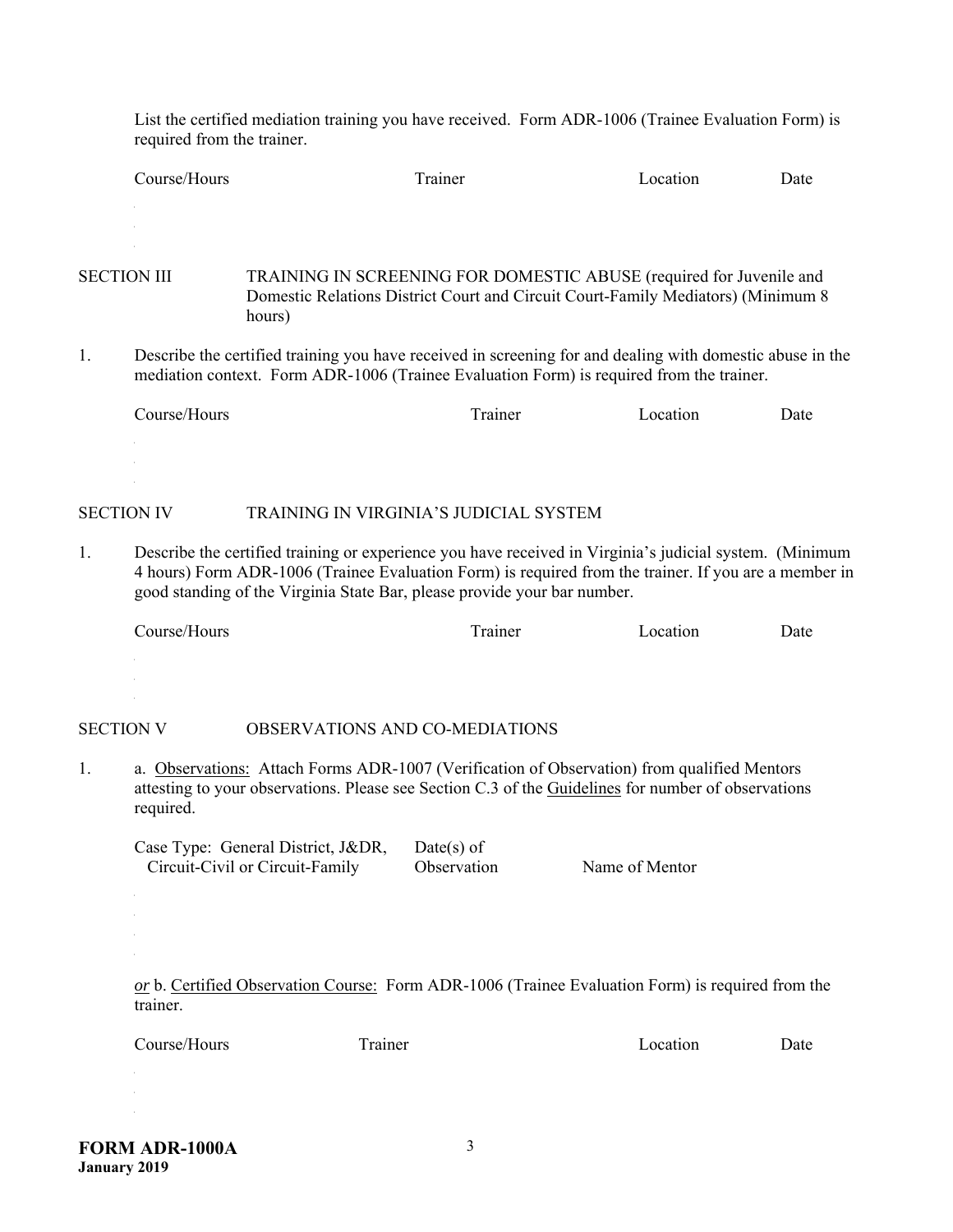List the certified mediation training you have received. Form ADR-1006 (Trainee Evaluation Form) is required from the trainer.

| Course/Hours | Trainer | Location | Date |
|---|---|---|---|
| | | | |
| | | | |

SECTION III TRAINING IN SCREENING FOR DOMESTIC ABUSE (required for Juvenile and Domestic Relations District Court and Circuit Court-Family Mediators) (Minimum 8 hours)

1. Describe the certified training you have received in screening for and dealing with domestic abuse in the mediation context. Form ADR-1006 (Trainee Evaluation Form) is required from the trainer.

| Course/Hours | Trainer | Location | Date |
|---|---|---|---|
| | | | |
| | | | |

SECTION IV TRAINING IN VIRGINIA'S JUDICIAL SYSTEM

1. Describe the certified training or experience you have received in Virginia's judicial system. (Minimum 4 hours) Form ADR-1006 (Trainee Evaluation Form) is required from the trainer. If you are a member in good standing of the Virginia State Bar, please provide your bar number.

| Course/Hours | Trainer | Location | Date |
|---|---|---|---|
| | | | |
| | | | |

SECTION V OBSERVATIONS AND CO-MEDIATIONS

1. a. Observations: Attach Forms ADR-1007 (Verification of Observation) from qualified Mentors attesting to your observations. Please see Section C.3 of the Guidelines for number of observations required.

| Case Type: General District, J&DR, Circuit-Civil or Circuit-Family | Date(s) of Observation | Name of Mentor |
|---|---|---|
| | | |
| | | |
| | | |

*or* b. Certified Observation Course: Form ADR-1006 (Trainee Evaluation Form) is required from the trainer.

| Course/Hours | Trainer | Location | Date |
|---|---|---|---|
| | | | |
| | | | |

**FORM ADR-1000A**
**January 2019**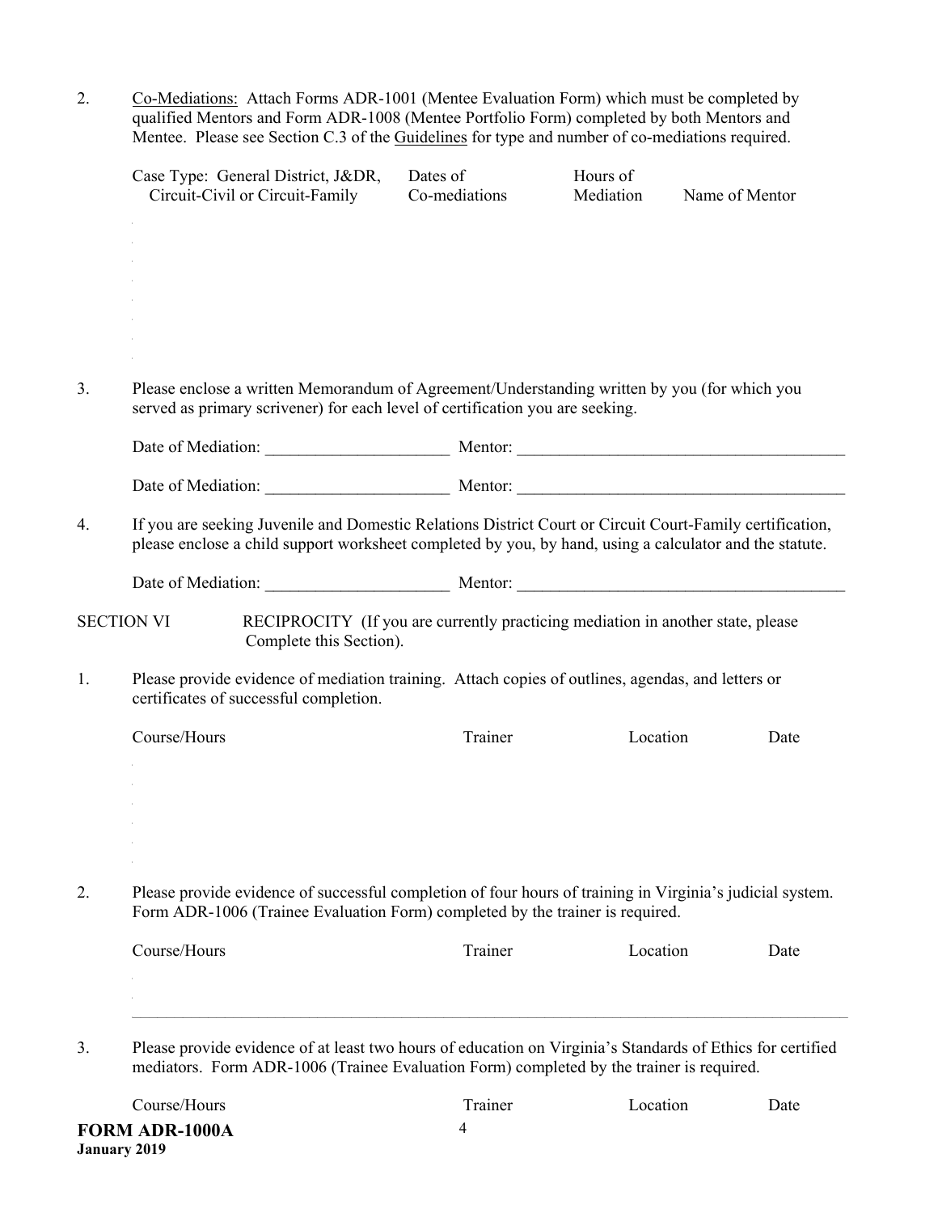2. Co-Mediations: Attach Forms ADR-1001 (Mentee Evaluation Form) which must be completed by qualified Mentors and Form ADR-1008 (Mentee Portfolio Form) completed by both Mentors and Mentee. Please see Section C.3 of the Guidelines for type and number of co-mediations required.

| Case Type: General District, J&DR, Circuit-Civil or Circuit-Family | Dates of Co-mediations | Hours of Mediation | Name of Mentor |
|---|---|---|---|
| | | | |
| | | | |
| | | | |
| | | | |
| | | | |
| | | | |
| | | | |
| | | | |

3. Please enclose a written Memorandum of Agreement/Understanding written by you (for which you served as primary scrivener) for each level of certification you are seeking.

Date of Mediation: ______________________ Mentor: ________________________________________

Date of Mediation: ______________________ Mentor: ________________________________________

4. If you are seeking Juvenile and Domestic Relations District Court or Circuit Court-Family certification, please enclose a child support worksheet completed by you, by hand, using a calculator and the statute.

Date of Mediation: ______________________ Mentor: ________________________________________

SECTION VI RECIPROCITY (If you are currently practicing mediation in another state, please Complete this Section).

1. Please provide evidence of mediation training. Attach copies of outlines, agendas, and letters or certificates of successful completion.

| Course/Hours | Trainer | Location | Date |
|---|---|---|---|
| | | | |
| | | | |
| | | | |
| | | | |
| | | | |
| | | | |

2. Please provide evidence of successful completion of four hours of training in Virginia's judicial system. Form ADR-1006 (Trainee Evaluation Form) completed by the trainer is required.

| Course/Hours | Trainer | Location | Date |
|---|---|---|---|
| | | | |
| | | | |

3. Please provide evidence of at least two hours of education on Virginia's Standards of Ethics for certified mediators. Form ADR-1006 (Trainee Evaluation Form) completed by the trainer is required.

| Course/Hours | Trainer | Location | Date |
|---|---|---|---|

**FORM ADR-1000A**
**January 2019**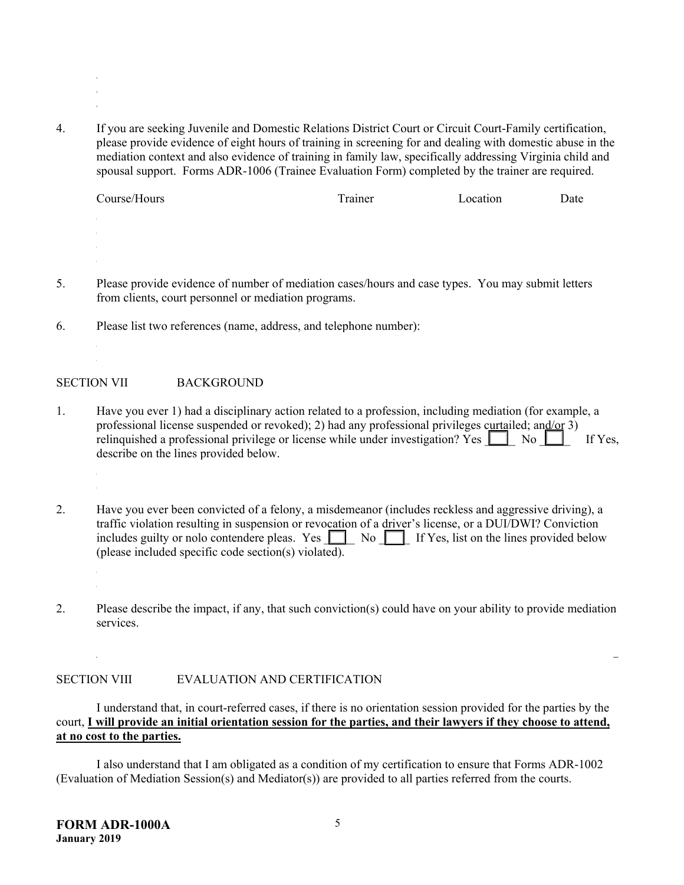4. If you are seeking Juvenile and Domestic Relations District Court or Circuit Court-Family certification, please provide evidence of eight hours of training in screening for and dealing with domestic abuse in the mediation context and also evidence of training in family law, specifically addressing Virginia child and spousal support. Forms ADR-1006 (Trainee Evaluation Form) completed by the trainer are required.

| Course/Hours | Trainer | Location | Date |
|---|---|---|---|
| | | | |

5. Please provide evidence of number of mediation cases/hours and case types. You may submit letters from clients, court personnel or mediation programs.

6. Please list two references (name, address, and telephone number):

SECTION VII BACKGROUND

1. Have you ever 1) had a disciplinary action related to a profession, including mediation (for example, a professional license suspended or revoked); 2) had any professional privileges curtailed; and/or 3) relinquished a professional privilege or license while under investigation? Yes ☐ No ☐ If Yes, describe on the lines provided below.

2. Have you ever been convicted of a felony, a misdemeanor (includes reckless and aggressive driving), a traffic violation resulting in suspension or revocation of a driver's license, or a DUI/DWI? Conviction includes guilty or nolo contendere pleas. Yes ☐ No ☐ If Yes, list on the lines provided below (please included specific code section(s) violated).

2. Please describe the impact, if any, that such conviction(s) could have on your ability to provide mediation services.

SECTION VIII EVALUATION AND CERTIFICATION

I understand that, in court-referred cases, if there is no orientation session provided for the parties by the court, **I will provide an initial orientation session for the parties, and their lawyers if they choose to attend, at no cost to the parties.**

I also understand that I am obligated as a condition of my certification to ensure that Forms ADR-1002 (Evaluation of Mediation Session(s) and Mediator(s)) are provided to all parties referred from the courts.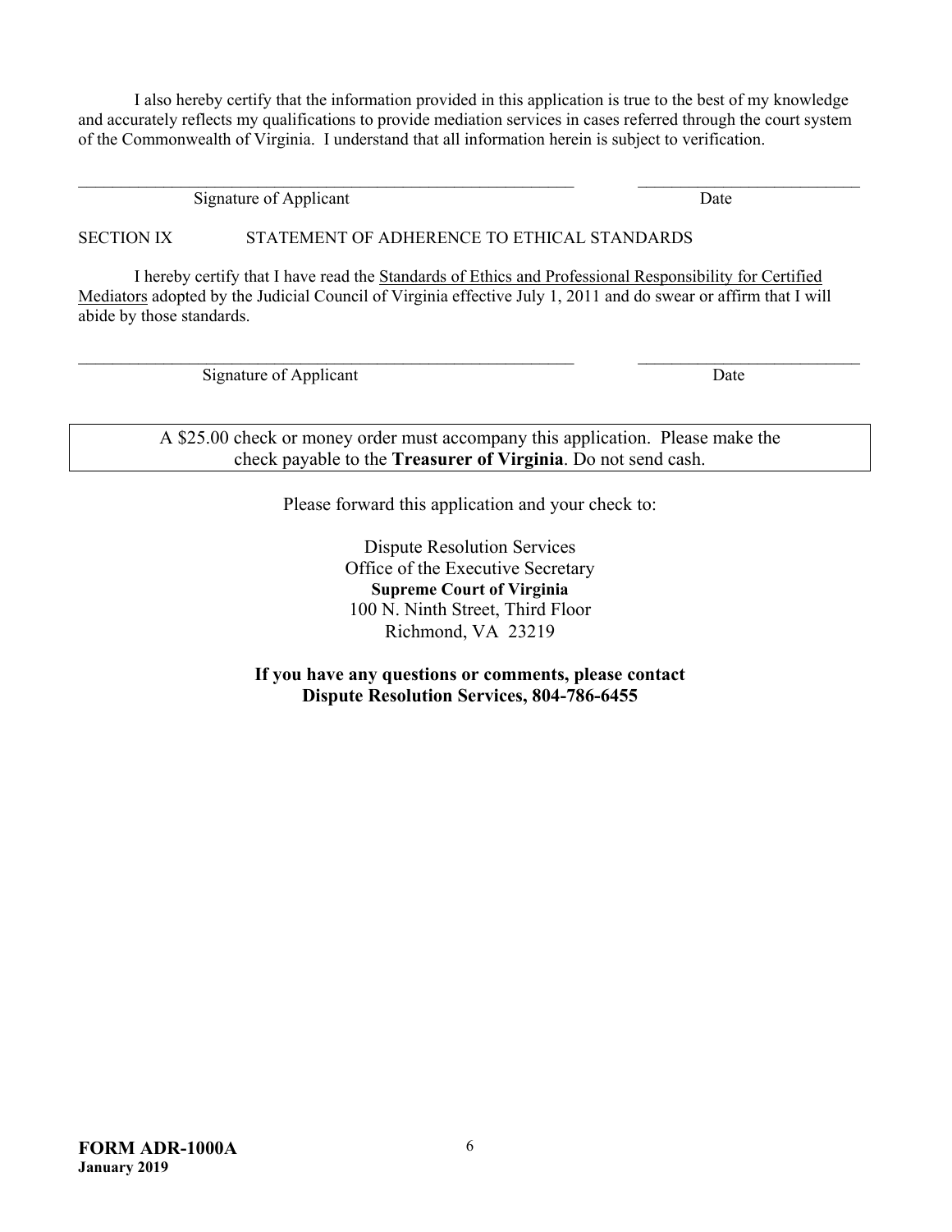I also hereby certify that the information provided in this application is true to the best of my knowledge and accurately reflects my qualifications to provide mediation services in cases referred through the court system of the Commonwealth of Virginia. I understand that all information herein is subject to verification.

_____________________________________________ _____________________

Signature of Applicant Date

SECTION IX STATEMENT OF ADHERENCE TO ETHICAL STANDARDS

I hereby certify that I have read the Standards of Ethics and Professional Responsibility for Certified Mediators adopted by the Judicial Council of Virginia effective July 1, 2011 and do swear or affirm that I will abide by those standards.

_____________________________________________ _____________________

Signature of Applicant Date

A $25.00 check or money order must accompany this application. Please make the check payable to the **Treasurer of Virginia**. Do not send cash.

Please forward this application and your check to:

Dispute Resolution Services
Office of the Executive Secretary
**Supreme Court of Virginia**
100 N. Ninth Street, Third Floor
Richmond, VA 23219

**If you have any questions or comments, please contact Dispute Resolution Services, 804-786-6455**

**FORM ADR-1000A**
**January 2019**